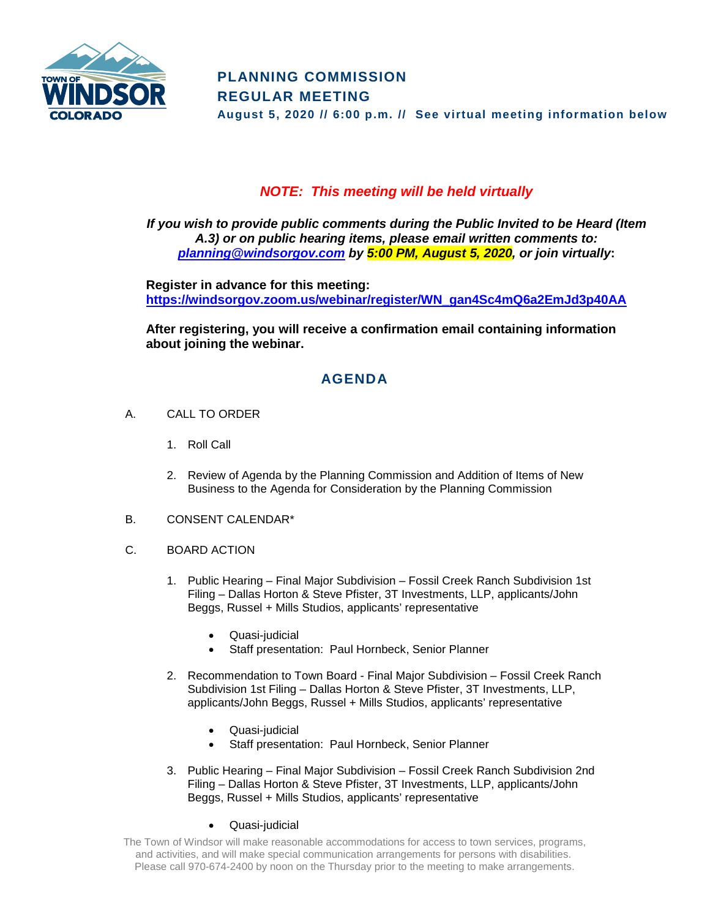# PLANNING COMMISSION
# REGULAR MEETING

**August 5, 2020 // 6:00 p.m. // See virtual meeting information below**

***NOTE: This meeting will be held virtually***

***If you wish to provide public comments during the Public Invited to be Heard (Item A.3) or on public hearing items, please email written comments to: planning@windsorgov.com by 5:00 PM, August 5, 2020, or join virtually*:**

**Register in advance for this meeting:**
**https://windsorgov.zoom.us/webinar/register/WN_gan4Sc4mQ6a2EmJd3p40AA**

**After registering, you will receive a confirmation email containing information about joining the webinar.**

## AGENDA

A. CALL TO ORDER

1. Roll Call
2. Review of Agenda by the Planning Commission and Addition of Items of New Business to the Agenda for Consideration by the Planning Commission

B. CONSENT CALENDAR*

C. BOARD ACTION

1. Public Hearing – Final Major Subdivision – Fossil Creek Ranch Subdivision 1st Filing – Dallas Horton & Steve Pfister, 3T Investments, LLP, applicants/John Beggs, Russel + Mills Studios, applicants' representative
   - Quasi-judicial
   - Staff presentation: Paul Hornbeck, Senior Planner
2. Recommendation to Town Board - Final Major Subdivision – Fossil Creek Ranch Subdivision 1st Filing – Dallas Horton & Steve Pfister, 3T Investments, LLP, applicants/John Beggs, Russel + Mills Studios, applicants' representative
   - Quasi-judicial
   - Staff presentation: Paul Hornbeck, Senior Planner
3. Public Hearing – Final Major Subdivision – Fossil Creek Ranch Subdivision 2nd Filing – Dallas Horton & Steve Pfister, 3T Investments, LLP, applicants/John Beggs, Russel + Mills Studios, applicants' representative
   - Quasi-judicial

The Town of Windsor will make reasonable accommodations for access to town services, programs, and activities, and will make special communication arrangements for persons with disabilities. Please call 970-674-2400 by noon on the Thursday prior to the meeting to make arrangements.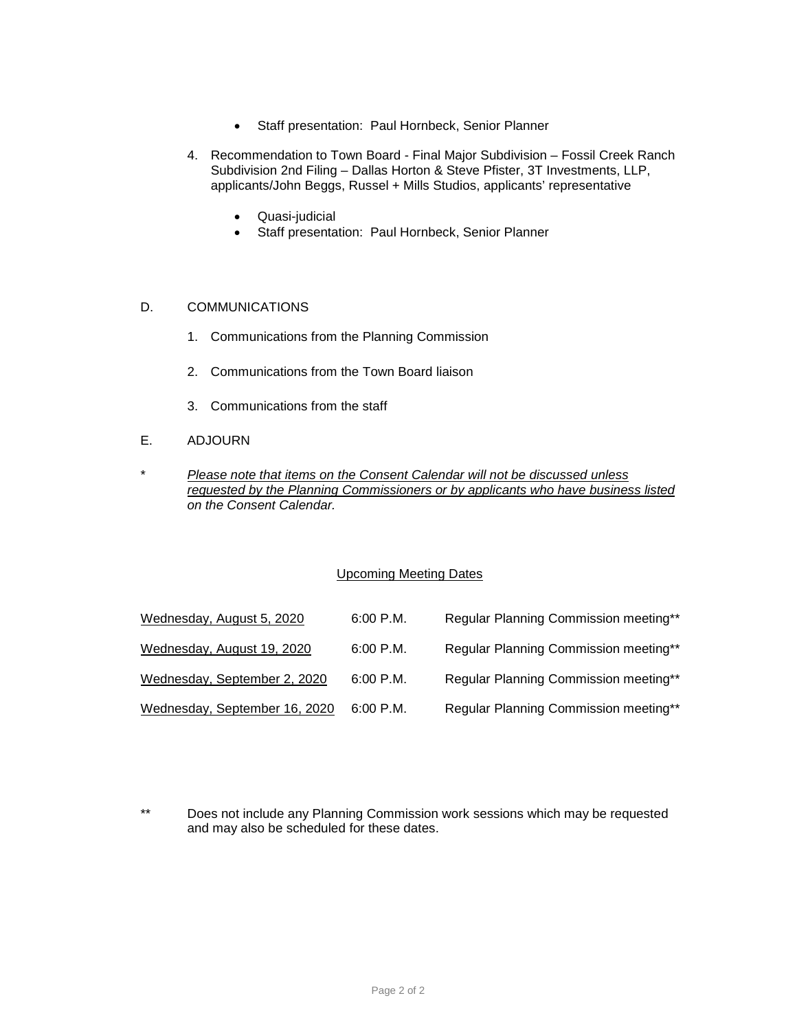- Staff presentation: Paul Hornbeck, Senior Planner

4. Recommendation to Town Board - Final Major Subdivision – Fossil Creek Ranch Subdivision 2nd Filing – Dallas Horton & Steve Pfister, 3T Investments, LLP, applicants/John Beggs, Russel + Mills Studios, applicants' representative

    - Quasi-judicial
    - Staff presentation: Paul Hornbeck, Senior Planner

D. COMMUNICATIONS

1. Communications from the Planning Commission

2. Communications from the Town Board liaison

3. Communications from the staff

E. ADJOURN

\* *Please note that items on the Consent Calendar will not be discussed unless requested by the Planning Commissioners or by applicants who have business listed on the Consent Calendar.*

Upcoming Meeting Dates

| | | |
|---|---|---|
| Wednesday, August 5, 2020 | 6:00 P.M. | Regular Planning Commission meeting** |
| Wednesday, August 19, 2020 | 6:00 P.M. | Regular Planning Commission meeting** |
| Wednesday, September 2, 2020 | 6:00 P.M. | Regular Planning Commission meeting** |
| Wednesday, September 16, 2020 | 6:00 P.M. | Regular Planning Commission meeting** |

** Does not include any Planning Commission work sessions which may be requested and may also be scheduled for these dates.